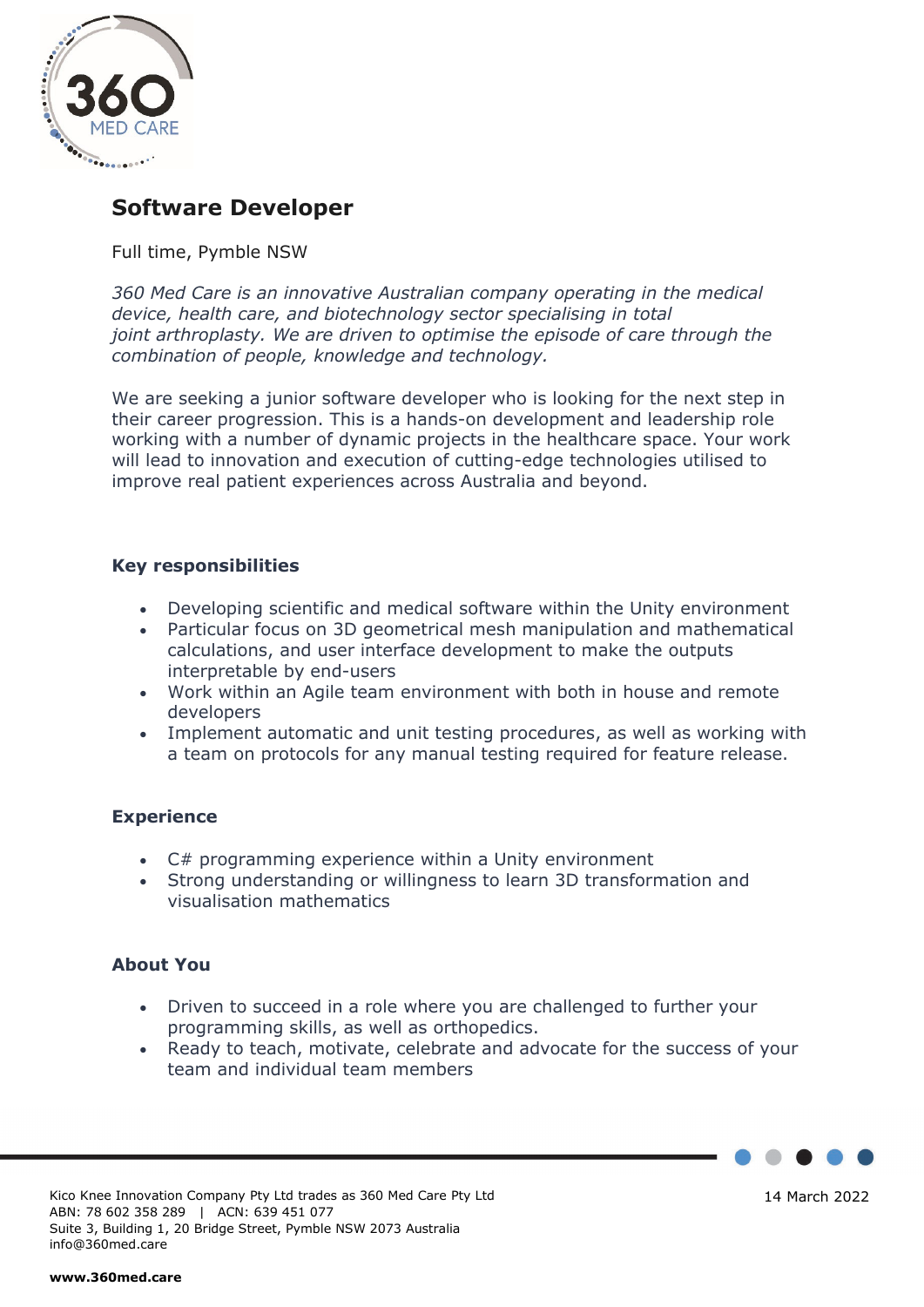# Software Developer

Full time, Pymble NSW

*360 Med Care is an innovative Australian company operating in the medical device, health care, and biotechnology sector specialising in total joint arthroplasty. We are driven to optimise the episode of care through the combination of people, knowledge and technology.*

We are seeking a junior software developer who is looking for the next step in their career progression. This is a hands-on development and leadership role working with a number of dynamic projects in the healthcare space. Your work will lead to innovation and execution of cutting-edge technologies utilised to improve real patient experiences across Australia and beyond.

## Key responsibilities

- Developing scientific and medical software within the Unity environment
- Particular focus on 3D geometrical mesh manipulation and mathematical calculations, and user interface development to make the outputs interpretable by end-users
- Work within an Agile team environment with both in house and remote developers
- Implement automatic and unit testing procedures, as well as working with a team on protocols for any manual testing required for feature release.

## Experience

- C# programming experience within a Unity environment
- Strong understanding or willingness to learn 3D transformation and visualisation mathematics

## About You

- Driven to succeed in a role where you are challenged to further your programming skills, as well as orthopedics.
- Ready to teach, motivate, celebrate and advocate for the success of your team and individual team members

Kico Knee Innovation Company Pty Ltd trades as 360 Med Care Pty Ltd
ABN: 78 602 358 289 | ACN: 639 451 077
Suite 3, Building 1, 20 Bridge Street, Pymble NSW 2073 Australia
info@360med.care

**www.360med.care**

14 March 2022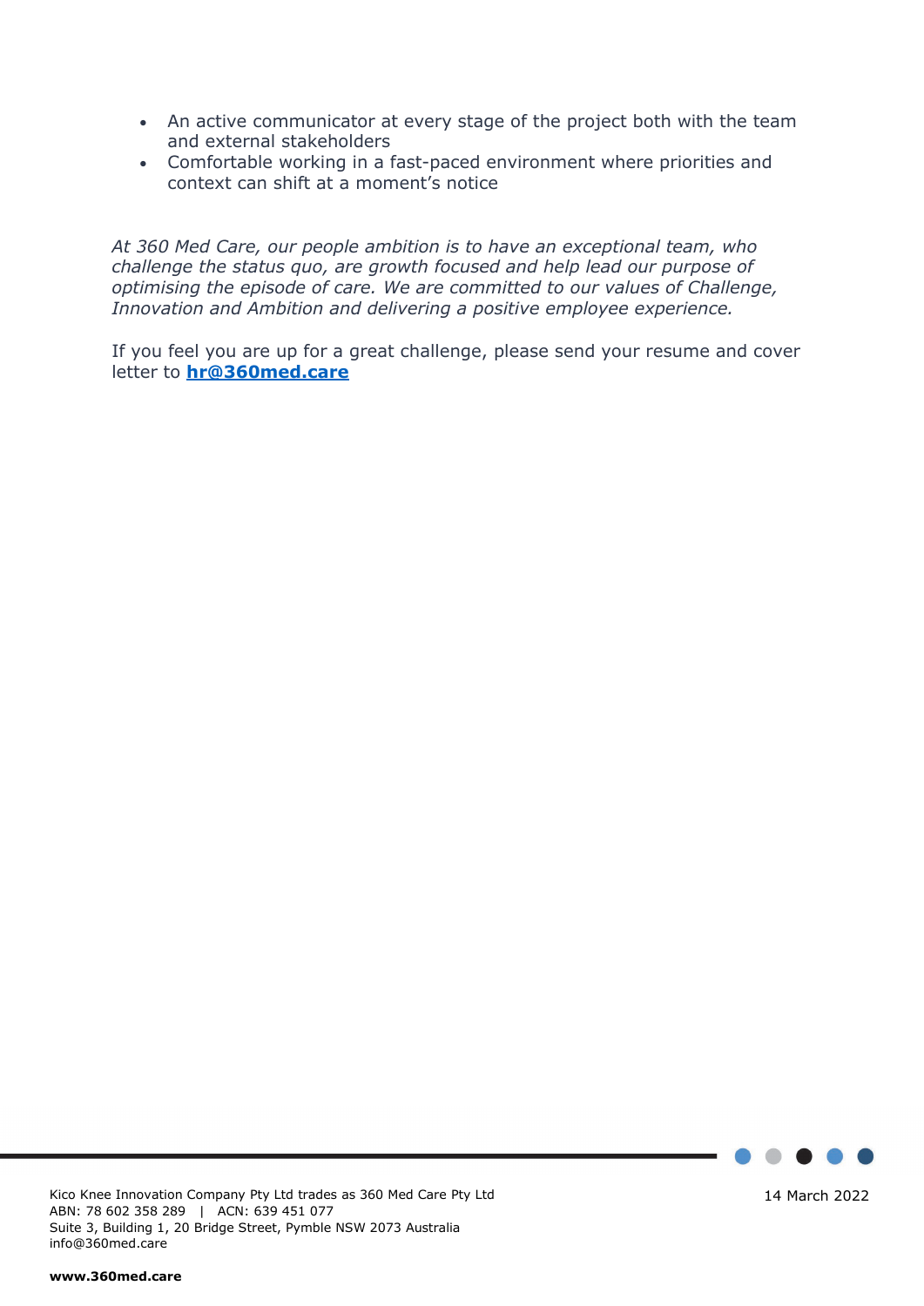- An active communicator at every stage of the project both with the team and external stakeholders
- Comfortable working in a fast-paced environment where priorities and context can shift at a moment's notice

*At 360 Med Care, our people ambition is to have an exceptional team, who challenge the status quo, are growth focused and help lead our purpose of optimising the episode of care. We are committed to our values of Challenge, Innovation and Ambition and delivering a positive employee experience.*

If you feel you are up for a great challenge, please send your resume and cover letter to **hr@360med.care**